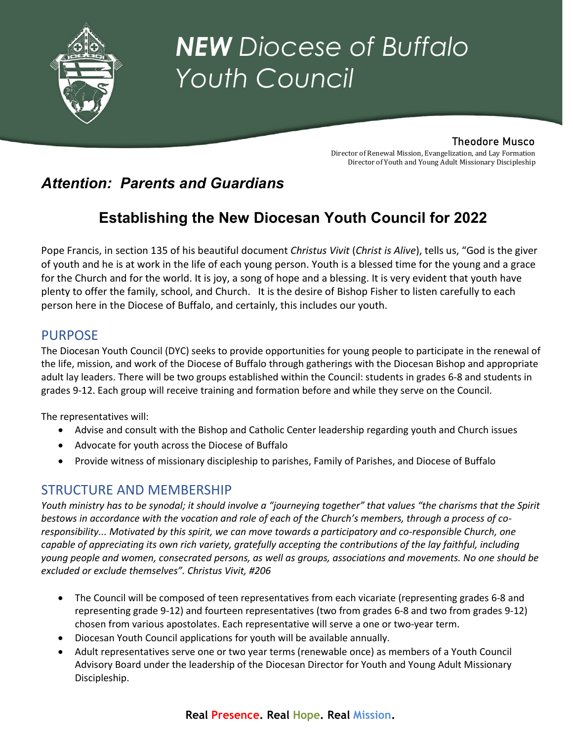# ***NEW*** *Diocese of Buffalo Youth Council*

**Theodore Musco**
Director of Renewal Mission, Evangelization, and Lay Formation
Director of Youth and Young Adult Missionary Discipleship

## *Attention: Parents and Guardians*

## Establishing the New Diocesan Youth Council for 2022

Pope Francis, in section 135 of his beautiful document *Christus Vivit* (*Christ is Alive*), tells us, "God is the giver of youth and he is at work in the life of each young person. Youth is a blessed time for the young and a grace for the Church and for the world. It is joy, a song of hope and a blessing. It is very evident that youth have plenty to offer the family, school, and Church. It is the desire of Bishop Fisher to listen carefully to each person here in the Diocese of Buffalo, and certainly, this includes our youth.

### PURPOSE

The Diocesan Youth Council (DYC) seeks to provide opportunities for young people to participate in the renewal of the life, mission, and work of the Diocese of Buffalo through gatherings with the Diocesan Bishop and appropriate adult lay leaders. There will be two groups established within the Council: students in grades 6-8 and students in grades 9-12. Each group will receive training and formation before and while they serve on the Council.

The representatives will:

- Advise and consult with the Bishop and Catholic Center leadership regarding youth and Church issues
- Advocate for youth across the Diocese of Buffalo
- Provide witness of missionary discipleship to parishes, Family of Parishes, and Diocese of Buffalo

### STRUCTURE AND MEMBERSHIP

*Youth ministry has to be synodal; it should involve a "journeying together" that values "the charisms that the Spirit bestows in accordance with the vocation and role of each of the Church's members, through a process of co-responsibility... Motivated by this spirit, we can move towards a participatory and co-responsible Church, one capable of appreciating its own rich variety, gratefully accepting the contributions of the lay faithful, including young people and women, consecrated persons, as well as groups, associations and movements. No one should be excluded or exclude themselves". Christus Vivit, #206*

- The Council will be composed of teen representatives from each vicariate (representing grades 6-8 and representing grade 9-12) and fourteen representatives (two from grades 6-8 and two from grades 9-12) chosen from various apostolates. Each representative will serve a one or two-year term.
- Diocesan Youth Council applications for youth will be available annually.
- Adult representatives serve one or two year terms (renewable once) as members of a Youth Council Advisory Board under the leadership of the Diocesan Director for Youth and Young Adult Missionary Discipleship.

**Real Presence. Real Hope. Real Mission.**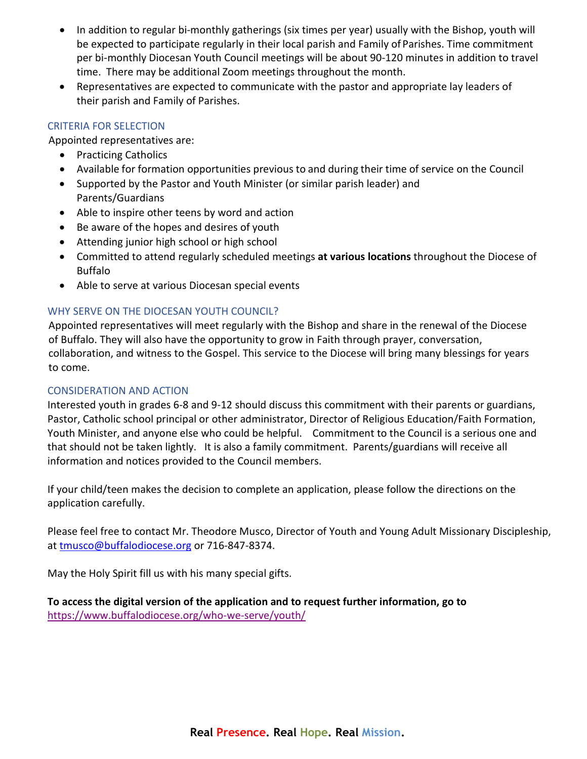- In addition to regular bi-monthly gatherings (six times per year) usually with the Bishop, youth will be expected to participate regularly in their local parish and Family of Parishes. Time commitment per bi-monthly Diocesan Youth Council meetings will be about 90-120 minutes in addition to travel time. There may be additional Zoom meetings throughout the month.
- Representatives are expected to communicate with the pastor and appropriate lay leaders of their parish and Family of Parishes.

## CRITERIA FOR SELECTION

Appointed representatives are:

- Practicing Catholics
- Available for formation opportunities previous to and during their time of service on the Council
- Supported by the Pastor and Youth Minister (or similar parish leader) and Parents/Guardians
- Able to inspire other teens by word and action
- Be aware of the hopes and desires of youth
- Attending junior high school or high school
- Committed to attend regularly scheduled meetings **at various locations** throughout the Diocese of Buffalo
- Able to serve at various Diocesan special events

## WHY SERVE ON THE DIOCESAN YOUTH COUNCIL?

Appointed representatives will meet regularly with the Bishop and share in the renewal of the Diocese of Buffalo. They will also have the opportunity to grow in Faith through prayer, conversation, collaboration, and witness to the Gospel. This service to the Diocese will bring many blessings for years to come.

## CONSIDERATION AND ACTION

Interested youth in grades 6-8 and 9-12 should discuss this commitment with their parents or guardians, Pastor, Catholic school principal or other administrator, Director of Religious Education/Faith Formation, Youth Minister, and anyone else who could be helpful. Commitment to the Council is a serious one and that should not be taken lightly. It is also a family commitment. Parents/guardians will receive all information and notices provided to the Council members.

If your child/teen makes the decision to complete an application, please follow the directions on the application carefully.

Please feel free to contact Mr. Theodore Musco, Director of Youth and Young Adult Missionary Discipleship, at tmusco@buffalodiocese.org or 716-847-8374.

May the Holy Spirit fill us with his many special gifts.

**To access the digital version of the application and to request further information, go to** https://www.buffalodiocese.org/who-we-serve/youth/

**Real Presence. Real Hope. Real Mission.**